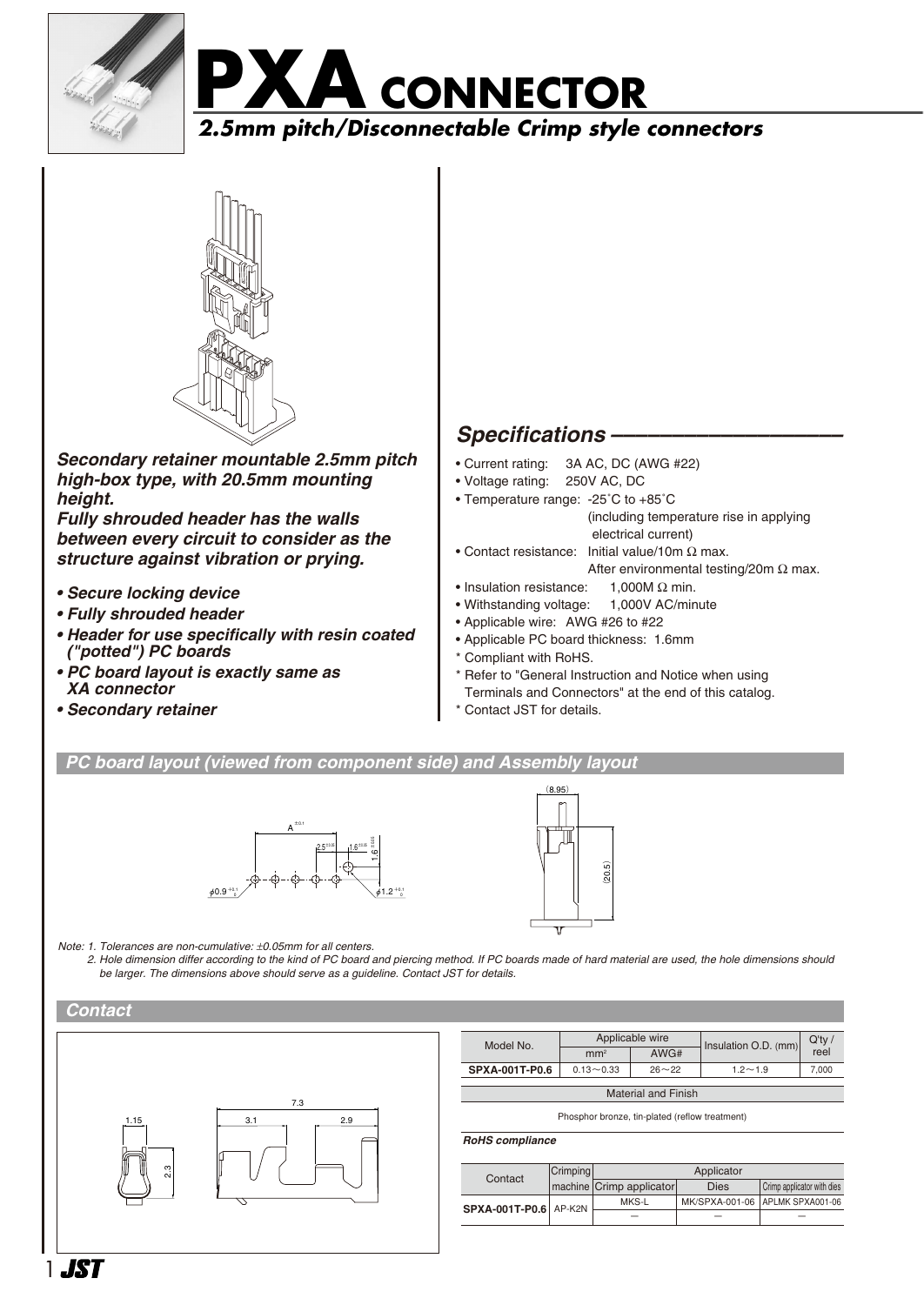# PXA CONNECTOR

## *2.5mm pitch/Disconnectable Crimp style connectors*

***Secondary retainer mountable 2.5mm pitch high-box type, with 20.5mm mounting height.***
***Fully shrouded header has the walls between every circuit to consider as the structure against vibration or prying.***

- ***Secure locking device***
- ***Fully shrouded header***
- ***Header for use specifically with resin coated ("potted") PC boards***
- ***PC board layout is exactly same as XA connector***
- ***Secondary retainer***

## *Specifications*

- Current rating: 3A AC, DC (AWG #22)
- Voltage rating: 250V AC, DC
- Temperature range: -25˚C to +85˚C (including temperature rise in applying electrical current)
- Contact resistance: Initial value/10m Ω max. After environmental testing/20m Ω max.
- Insulation resistance: 1,000M Ω min.
- Withstanding voltage: 1,000V AC/minute
- Applicable wire: AWG #26 to #22
- Applicable PC board thickness: 1.6mm

\* Compliant with RoHS.
\* Refer to "General Instruction and Notice when using Terminals and Connectors" at the end of this catalog.
\* Contact JST for details.

### *PC board layout (viewed from component side) and Assembly layout*

A $^{\pm0.1}$, 2.5 $^{\pm0.05}$, 1.6 $^{\pm0.05}$, 1.6 $^{\pm0.05}$, $\phi$0.9 $^{+0.1}_{0}$, $\phi$1.2 $^{+0.1}_{0}$, (8.95), (20.5)

Note: 1. Tolerances are non-cumulative: ±0.05mm for all centers.
2. Hole dimension differ according to the kind of PC board and piercing method. If PC boards made of hard material are used, the hole dimensions should be larger. The dimensions above should serve as a guideline. Contact JST for details.

### *Contact*

1.15, 2.3, 7.3, 3.1, 2.9

| Model No. | Applicable wire | | Insulation O.D. (mm) | Q'ty / reel |
|---|---|---|---|---|
| | mm² | AWG# | | |
| **SPXA-001T-P0.6** | 0.13～0.33 | 26～22 | 1.2～1.9 | 7,000 |

| Material and Finish |
|---|
| Phosphor bronze, tin-plated (reflow treatment) |

***RoHS compliance***

| Contact | Crimping machine | Applicator | | |
|---|---|---|---|---|
| | | Crimp applicator | Dies | Crimp applicator with dies |
| **SPXA-001T-P0.6** | AP-K2N | MKS-L | MK/SPXA-001-06 | APLMK SPXA001-06 |
| | | — | — | — |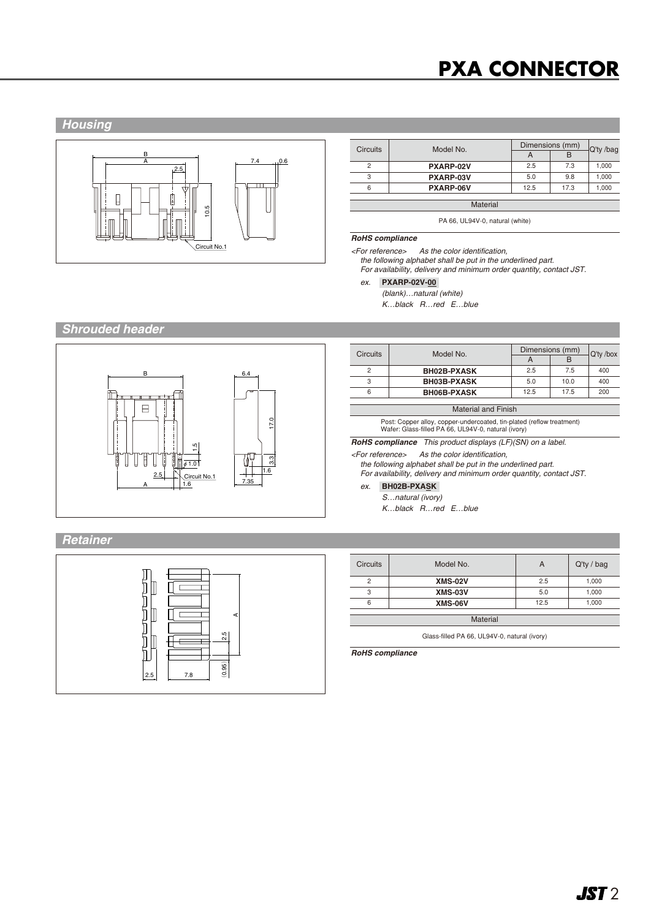# PXA CONNECTOR

## Housing

B
A
2.5
7.4
0.6
10.5
Circuit No.1

| Circuits | Model No. | Dimensions (mm) | | Q'ty /bag |
|---|---|---|---|---|
| | | A | B | |
| 2 | **PXARP-02V** | 2.5 | 7.3 | 1,000 |
| 3 | **PXARP-03V** | 5.0 | 9.8 | 1,000 |
| 6 | **PXARP-06V** | 12.5 | 17.3 | 1,000 |

| Material |
|---|
| PA 66, UL94V-0, natural (white) |

***RoHS compliance***

*<For reference> As the color identification, the following alphabet shall be put in the underlined part. For availability, delivery and minimum order quantity, contact JST.*

*ex.* **PXARP-02V-00**
*(blank)…natural (white)*
*K…black R…red E…blue*

## Shrouded header

B
6.4
17.0
1.5
ø1.0
3.3
1.6
2.5
Circuit No.1
A
1.6
7.35

| Circuits | Model No. | Dimensions (mm) | | Q'ty /box |
|---|---|---|---|---|
| | | A | B | |
| 2 | **BH02B-PXASK** | 2.5 | 7.5 | 400 |
| 3 | **BH03B-PXASK** | 5.0 | 10.0 | 400 |
| 6 | **BH06B-PXASK** | 12.5 | 17.5 | 200 |

| Material and Finish |
|---|
| Post: Copper alloy, copper-undercoated, tin-plated (reflow treatment)<br>Wafer: Glass-filled PA 66, UL94V-0, natural (ivory) |

***RoHS compliance*** *This product displays (LF)(SN) on a label.*

*<For reference> As the color identification, the following alphabet shall be put in the underlined part. For availability, delivery and minimum order quantity, contact JST.*

*ex.* **BH02B-PXASK**
*S…natural (ivory)*
*K…black R…red E…blue*

## Retainer

A
2.5
(0.95)
2.5
7.8

| Circuits | Model No. | A | Q'ty / bag |
|---|---|---|---|
| 2 | **XMS-02V** | 2.5 | 1,000 |
| 3 | **XMS-03V** | 5.0 | 1,000 |
| 6 | **XMS-06V** | 12.5 | 1,000 |

| Material |
|---|
| Glass-filled PA 66, UL94V-0, natural (ivory) |

***RoHS compliance***